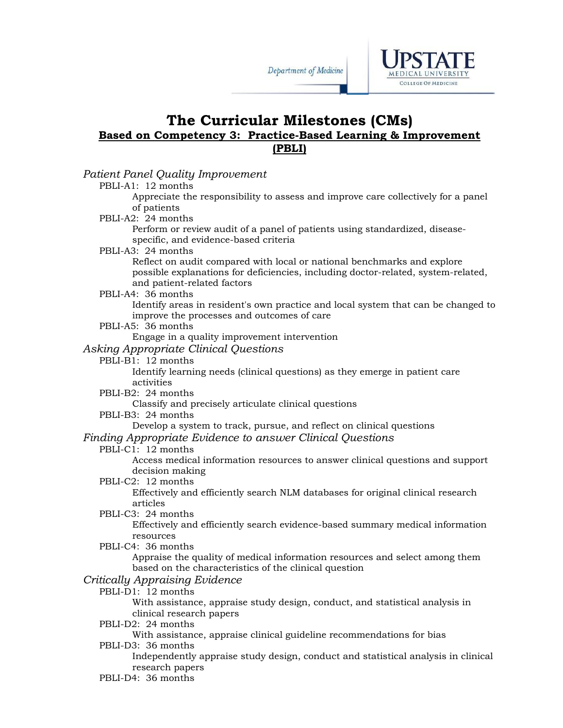# The Curricular Milestones (CMs)

## Based on Competency 3: Practice-Based Learning & Improvement (PBLI)

*Patient Panel Quality Improvement*

- PBLI-A1: 12 months
  - Appreciate the responsibility to assess and improve care collectively for a panel of patients
- PBLI-A2: 24 months
  - Perform or review audit of a panel of patients using standardized, disease-specific, and evidence-based criteria
- PBLI-A3: 24 months
  - Reflect on audit compared with local or national benchmarks and explore possible explanations for deficiencies, including doctor-related, system-related, and patient-related factors
- PBLI-A4: 36 months
  - Identify areas in resident's own practice and local system that can be changed to improve the processes and outcomes of care
- PBLI-A5: 36 months
  - Engage in a quality improvement intervention

*Asking Appropriate Clinical Questions*

- PBLI-B1: 12 months
  - Identify learning needs (clinical questions) as they emerge in patient care activities
- PBLI-B2: 24 months
  - Classify and precisely articulate clinical questions
- PBLI-B3: 24 months
  - Develop a system to track, pursue, and reflect on clinical questions

*Finding Appropriate Evidence to answer Clinical Questions*

- PBLI-C1: 12 months
  - Access medical information resources to answer clinical questions and support decision making
- PBLI-C2: 12 months
  - Effectively and efficiently search NLM databases for original clinical research articles
- PBLI-C3: 24 months
  - Effectively and efficiently search evidence-based summary medical information resources
- PBLI-C4: 36 months
  - Appraise the quality of medical information resources and select among them based on the characteristics of the clinical question

*Critically Appraising Evidence*

- PBLI-D1: 12 months
  - With assistance, appraise study design, conduct, and statistical analysis in clinical research papers
- PBLI-D2: 24 months
  - With assistance, appraise clinical guideline recommendations for bias
- PBLI-D3: 36 months
  - Independently appraise study design, conduct and statistical analysis in clinical research papers
- PBLI-D4: 36 months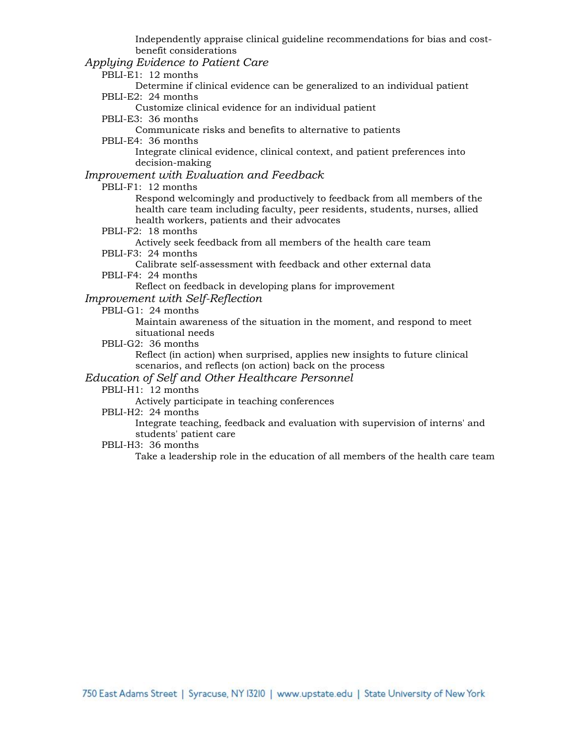Independently appraise clinical guideline recommendations for bias and cost-benefit considerations

*Applying Evidence to Patient Care*

PBLI-E1: 12 months

Determine if clinical evidence can be generalized to an individual patient

PBLI-E2: 24 months

Customize clinical evidence for an individual patient

PBLI-E3: 36 months

Communicate risks and benefits to alternative to patients

PBLI-E4: 36 months

Integrate clinical evidence, clinical context, and patient preferences into decision-making

*Improvement with Evaluation and Feedback*

PBLI-F1: 12 months

Respond welcomingly and productively to feedback from all members of the health care team including faculty, peer residents, students, nurses, allied health workers, patients and their advocates

PBLI-F2: 18 months

Actively seek feedback from all members of the health care team

PBLI-F3: 24 months

Calibrate self-assessment with feedback and other external data

PBLI-F4: 24 months

Reflect on feedback in developing plans for improvement

*Improvement with Self-Reflection*

PBLI-G1: 24 months

Maintain awareness of the situation in the moment, and respond to meet situational needs

PBLI-G2: 36 months

Reflect (in action) when surprised, applies new insights to future clinical scenarios, and reflects (on action) back on the process

*Education of Self and Other Healthcare Personnel*

PBLI-H1: 12 months

Actively participate in teaching conferences

PBLI-H2: 24 months

Integrate teaching, feedback and evaluation with supervision of interns' and students' patient care

PBLI-H3: 36 months

Take a leadership role in the education of all members of the health care team